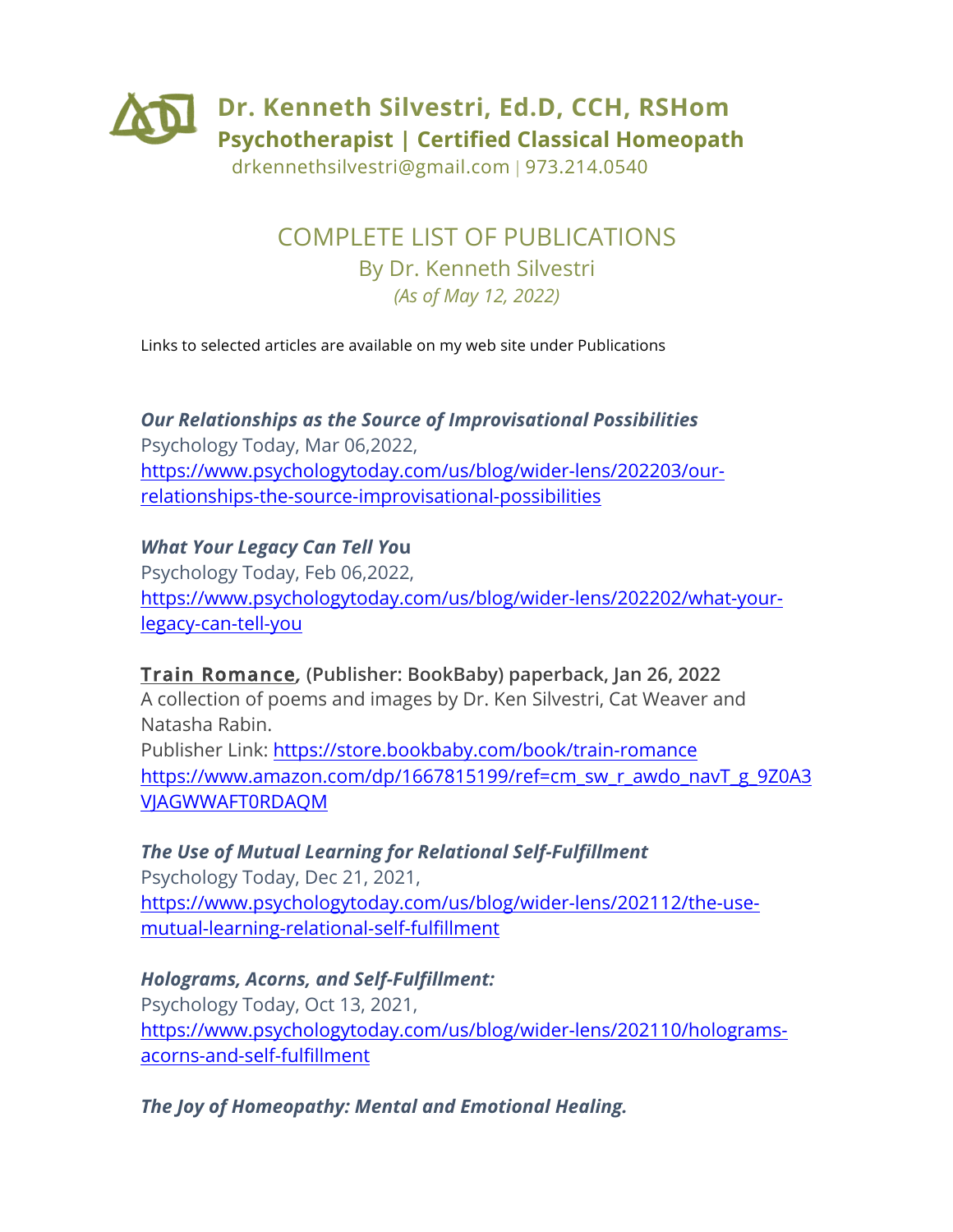# Dr. Kenneth Silvestri, Ed.D, CCH, RSHom

**Psychotherapist | Certified Classical Homeopath**

drkennethsilvestri@gmail.com | 973.214.0540

## COMPLETE LIST OF PUBLICATIONS

By Dr. Kenneth Silvestri

*(As of May 12, 2022)*

Links to selected articles are available on my web site under Publications

***Our Relationships as the Source of Improvisational Possibilities***
Psychology Today, Mar 06,2022,
https://www.psychologytoday.com/us/blog/wider-lens/202203/our-relationships-the-source-improvisational-possibilities

***What Your Legacy Can Tell You***
Psychology Today, Feb 06,2022,
https://www.psychologytoday.com/us/blog/wider-lens/202202/what-your-legacy-can-tell-you

Train Romance, **(Publisher: BookBaby) paperback, Jan 26, 2022**
A collection of poems and images by Dr. Ken Silvestri, Cat Weaver and Natasha Rabin.
Publisher Link: https://store.bookbaby.com/book/train-romance
https://www.amazon.com/dp/1667815199/ref=cm_sw_r_awdo_navT_g_9Z0A3VJAGWWAFT0RDAQM

***The Use of Mutual Learning for Relational Self-Fulfillment***
Psychology Today, Dec 21, 2021,
https://www.psychologytoday.com/us/blog/wider-lens/202112/the-use-mutual-learning-relational-self-fulfillment

***Holograms, Acorns, and Self-Fulfillment:***
Psychology Today, Oct 13, 2021,
https://www.psychologytoday.com/us/blog/wider-lens/202110/holograms-acorns-and-self-fulfillment

***The Joy of Homeopathy: Mental and Emotional Healing.***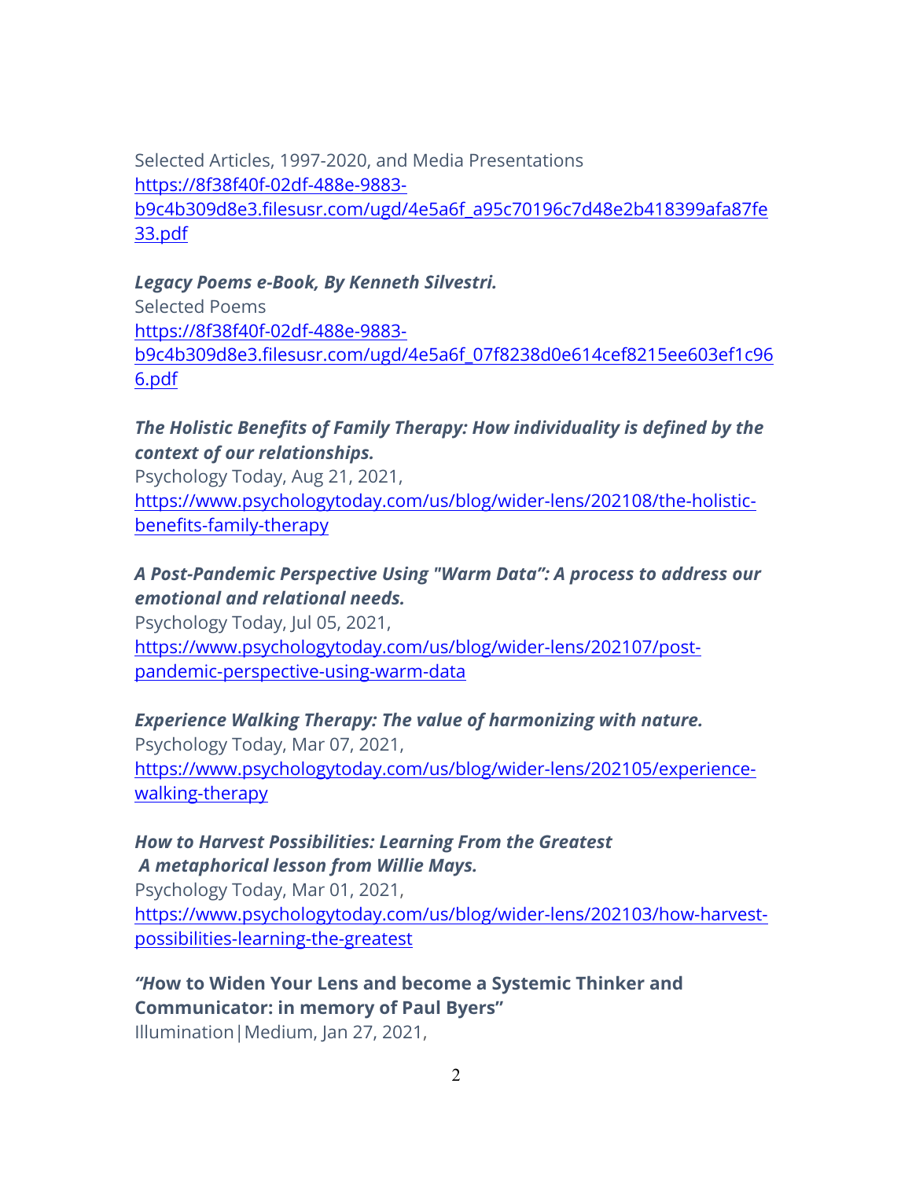Selected Articles, 1997-2020, and Media Presentations
https://8f38f40f-02df-488e-9883-b9c4b309d8e3.filesusr.com/ugd/4e5a6f_a95c70196c7d48e2b418399afa87fe33.pdf

***Legacy Poems e-Book, By Kenneth Silvestri.***
Selected Poems
https://8f38f40f-02df-488e-9883-b9c4b309d8e3.filesusr.com/ugd/4e5a6f_07f8238d0e614cef8215ee603ef1c966.pdf

***The Holistic Benefits of Family Therapy: How individuality is defined by the context of our relationships.***
Psychology Today, Aug 21, 2021,
https://www.psychologytoday.com/us/blog/wider-lens/202108/the-holistic-benefits-family-therapy

***A Post-Pandemic Perspective Using "Warm Data": A process to address our emotional and relational needs.***
Psychology Today, Jul 05, 2021,
https://www.psychologytoday.com/us/blog/wider-lens/202107/post-pandemic-perspective-using-warm-data

***Experience Walking Therapy: The value of harmonizing with nature.***
Psychology Today, Mar 07, 2021,
https://www.psychologytoday.com/us/blog/wider-lens/202105/experience-walking-therapy

***How to Harvest Possibilities: Learning From the Greatest***
***A metaphorical lesson from Willie Mays.***
Psychology Today, Mar 01, 2021,
https://www.psychologytoday.com/us/blog/wider-lens/202103/how-harvest-possibilities-learning-the-greatest

**"How to Widen Your Lens and become a Systemic Thinker and Communicator: in memory of Paul Byers"**
Illumination|Medium, Jan 27, 2021,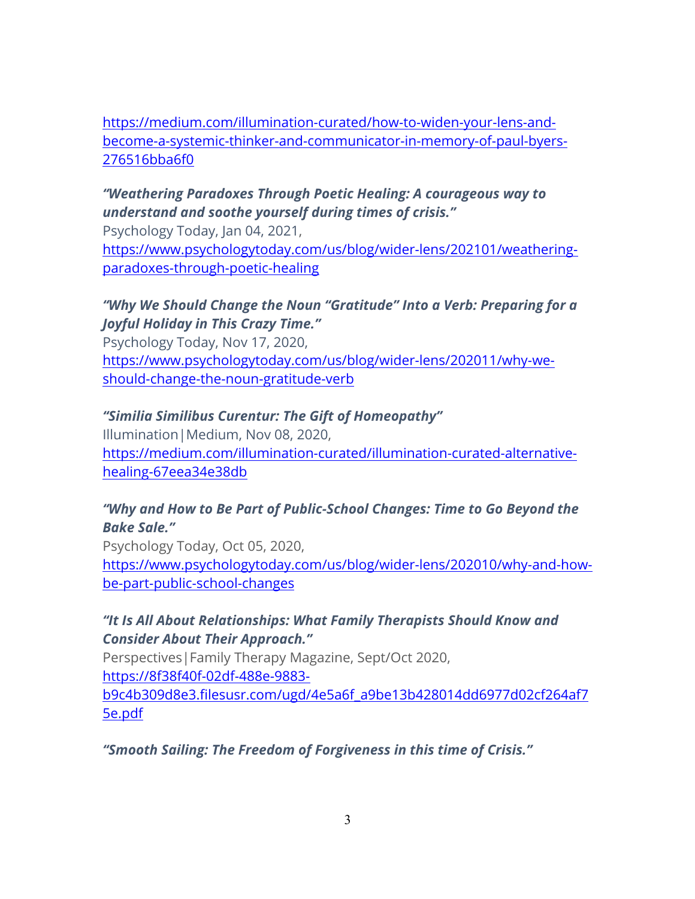https://medium.com/illumination-curated/how-to-widen-your-lens-and-become-a-systemic-thinker-and-communicator-in-memory-of-paul-byers-276516bba6f0

***"Weathering Paradoxes Through Poetic Healing: A courageous way to understand and soothe yourself during times of crisis."***
Psychology Today, Jan 04, 2021,
https://www.psychologytoday.com/us/blog/wider-lens/202101/weathering-paradoxes-through-poetic-healing

***"Why We Should Change the Noun "Gratitude" Into a Verb: Preparing for a Joyful Holiday in This Crazy Time."***
Psychology Today, Nov 17, 2020,
https://www.psychologytoday.com/us/blog/wider-lens/202011/why-we-should-change-the-noun-gratitude-verb

***"Similia Similibus Curentur: The Gift of Homeopathy"***
Illumination|Medium, Nov 08, 2020,
https://medium.com/illumination-curated/illumination-curated-alternative-healing-67eea34e38db

***"Why and How to Be Part of Public-School Changes: Time to Go Beyond the Bake Sale."***
Psychology Today, Oct 05, 2020,
https://www.psychologytoday.com/us/blog/wider-lens/202010/why-and-how-be-part-public-school-changes

***"It Is All About Relationships: What Family Therapists Should Know and Consider About Their Approach."***
Perspectives|Family Therapy Magazine, Sept/Oct 2020,
https://8f38f40f-02df-488e-9883-b9c4b309d8e3.filesusr.com/ugd/4e5a6f_a9be13b428014dd6977d02cf264af75e.pdf

***"Smooth Sailing: The Freedom of Forgiveness in this time of Crisis."***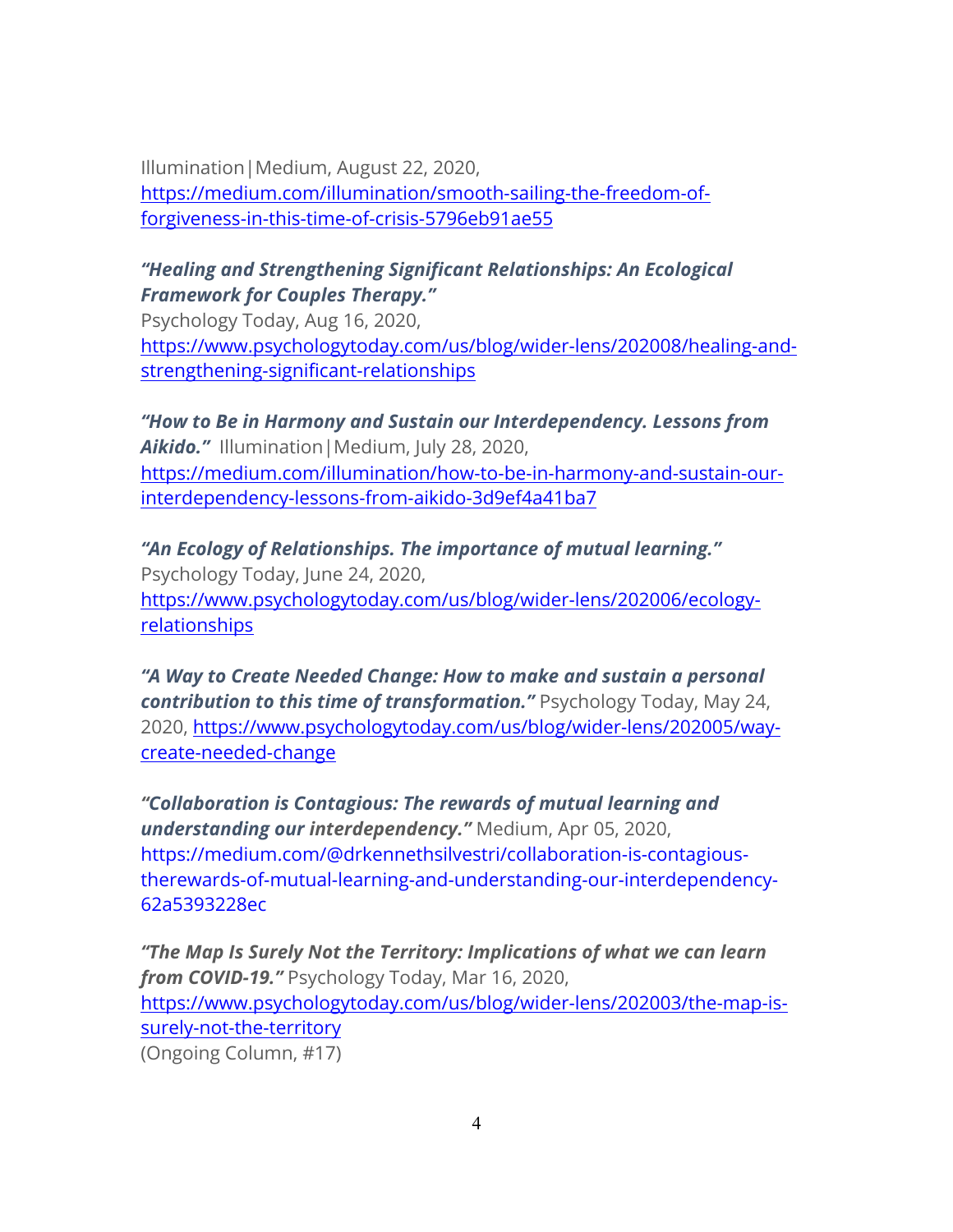Illumination|Medium, August 22, 2020, https://medium.com/illumination/smooth-sailing-the-freedom-of-forgiveness-in-this-time-of-crisis-5796eb91ae55

***"Healing and Strengthening Significant Relationships: An Ecological Framework for Couples Therapy."***
Psychology Today, Aug 16, 2020, https://www.psychologytoday.com/us/blog/wider-lens/202008/healing-and-strengthening-significant-relationships

***"How to Be in Harmony and Sustain our Interdependency. Lessons from Aikido."*** Illumination|Medium, July 28, 2020, https://medium.com/illumination/how-to-be-in-harmony-and-sustain-our-interdependency-lessons-from-aikido-3d9ef4a41ba7

***"An Ecology of Relationships. The importance of mutual learning."***
Psychology Today, June 24, 2020, https://www.psychologytoday.com/us/blog/wider-lens/202006/ecology-relationships

***"A Way to Create Needed Change: How to make and sustain a personal contribution to this time of transformation."*** Psychology Today, May 24, 2020, https://www.psychologytoday.com/us/blog/wider-lens/202005/way-create-needed-change

***"Collaboration is Contagious: The rewards of mutual learning and understanding our interdependency."*** Medium, Apr 05, 2020, https://medium.com/@drkennethsilvestri/collaboration-is-contagious-therewards-of-mutual-learning-and-understanding-our-interdependency-62a5393228ec

***"The Map Is Surely Not the Territory: Implications of what we can learn from COVID-19."*** Psychology Today, Mar 16, 2020, https://www.psychologytoday.com/us/blog/wider-lens/202003/the-map-is-surely-not-the-territory
(Ongoing Column, #17)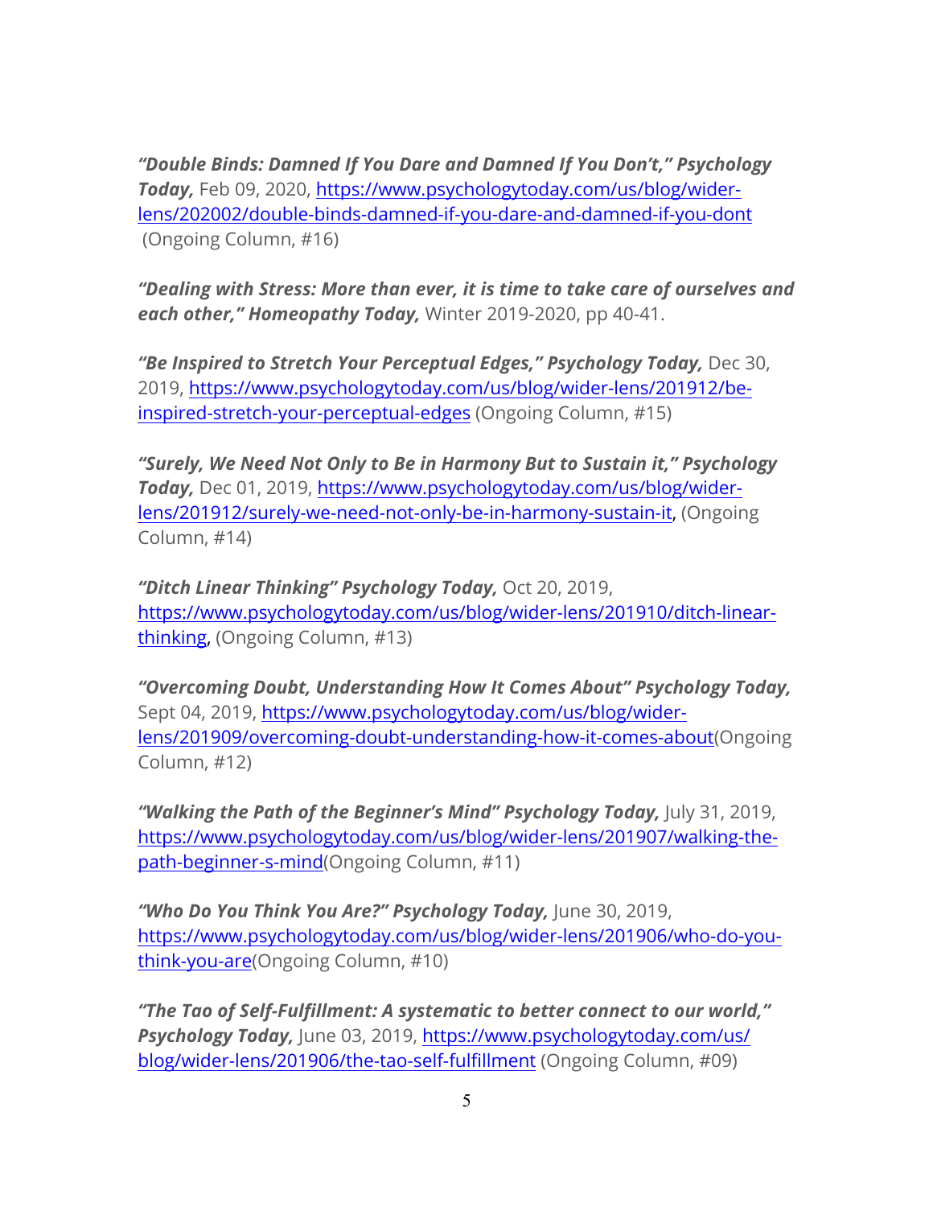***"Double Binds: Damned If You Dare and Damned If You Don't," Psychology Today,*** Feb 09, 2020, https://www.psychologytoday.com/us/blog/wider-lens/202002/double-binds-damned-if-you-dare-and-damned-if-you-dont (Ongoing Column, #16)

***"Dealing with Stress: More than ever, it is time to take care of ourselves and each other," Homeopathy Today,*** Winter 2019-2020, pp 40-41.

***"Be Inspired to Stretch Your Perceptual Edges," Psychology Today,*** Dec 30, 2019, https://www.psychologytoday.com/us/blog/wider-lens/201912/be-inspired-stretch-your-perceptual-edges (Ongoing Column, #15)

***"Surely, We Need Not Only to Be in Harmony But to Sustain it," Psychology Today,*** Dec 01, 2019, https://www.psychologytoday.com/us/blog/wider-lens/201912/surely-we-need-not-only-be-in-harmony-sustain-it, (Ongoing Column, #14)

***"Ditch Linear Thinking" Psychology Today,*** Oct 20, 2019, https://www.psychologytoday.com/us/blog/wider-lens/201910/ditch-linear-thinking, (Ongoing Column, #13)

***"Overcoming Doubt, Understanding How It Comes About" Psychology Today,*** Sept 04, 2019, https://www.psychologytoday.com/us/blog/wider-lens/201909/overcoming-doubt-understanding-how-it-comes-about(Ongoing Column, #12)

***"Walking the Path of the Beginner's Mind" Psychology Today,*** July 31, 2019, https://www.psychologytoday.com/us/blog/wider-lens/201907/walking-the-path-beginner-s-mind(Ongoing Column, #11)

***"Who Do You Think You Are?" Psychology Today,*** June 30, 2019, https://www.psychologytoday.com/us/blog/wider-lens/201906/who-do-you-think-you-are(Ongoing Column, #10)

***"The Tao of Self-Fulfillment: A systematic to better connect to our world," Psychology Today,*** June 03, 2019, https://www.psychologytoday.com/us/blog/wider-lens/201906/the-tao-self-fulfillment (Ongoing Column, #09)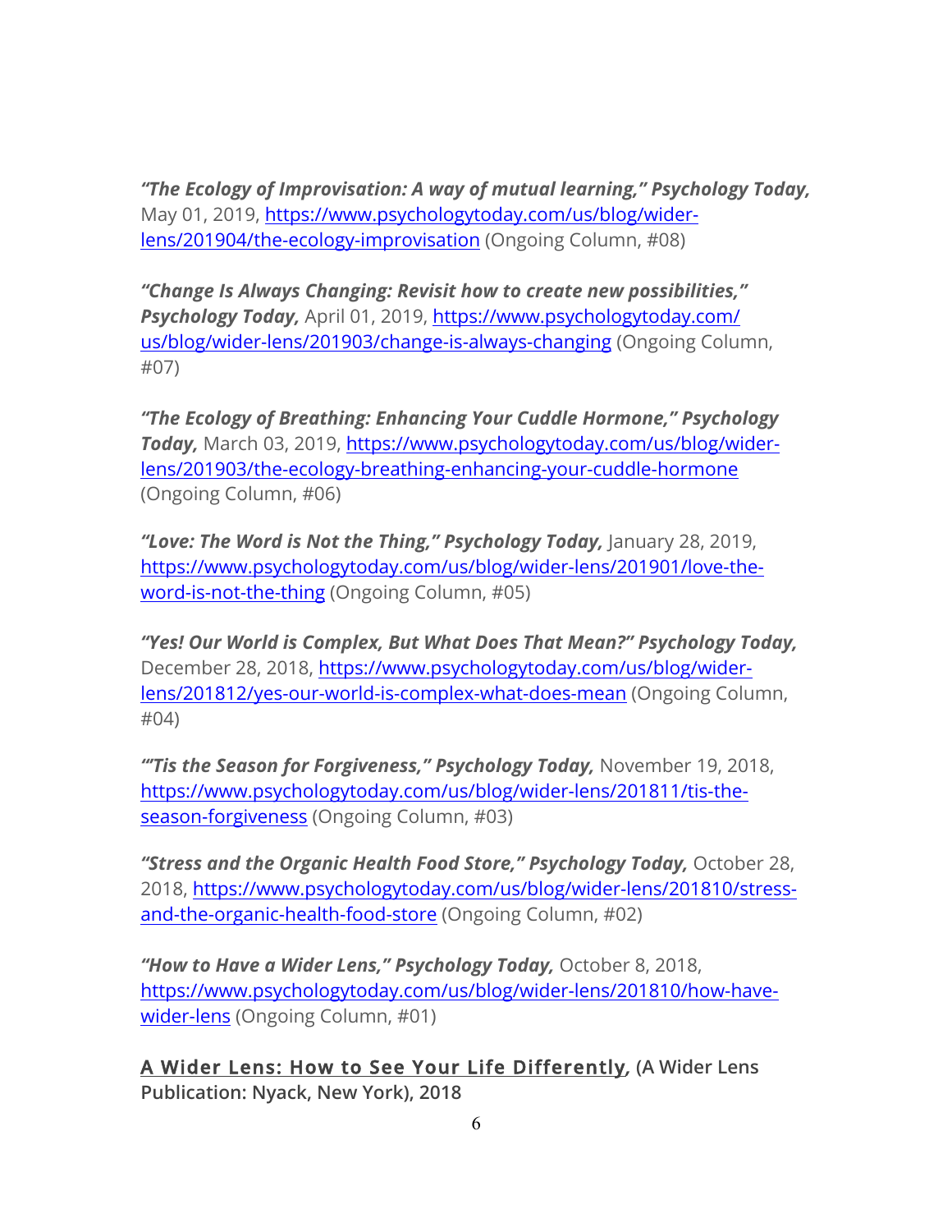***"The Ecology of Improvisation: A way of mutual learning," Psychology Today,*** May 01, 2019, [https://www.psychologytoday.com/us/blog/wider-lens/201904/the-ecology-improvisation](https://www.psychologytoday.com/us/blog/wider-lens/201904/the-ecology-improvisation) (Ongoing Column, #08)

***"Change Is Always Changing: Revisit how to create new possibilities," Psychology Today,*** April 01, 2019, [https://www.psychologytoday.com/us/blog/wider-lens/201903/change-is-always-changing](https://www.psychologytoday.com/us/blog/wider-lens/201903/change-is-always-changing) (Ongoing Column, #07)

***"The Ecology of Breathing: Enhancing Your Cuddle Hormone," Psychology Today,*** March 03, 2019, [https://www.psychologytoday.com/us/blog/wider-lens/201903/the-ecology-breathing-enhancing-your-cuddle-hormone](https://www.psychologytoday.com/us/blog/wider-lens/201903/the-ecology-breathing-enhancing-your-cuddle-hormone) (Ongoing Column, #06)

***"Love: The Word is Not the Thing," Psychology Today,*** January 28, 2019, [https://www.psychologytoday.com/us/blog/wider-lens/201901/love-the-word-is-not-the-thing](https://www.psychologytoday.com/us/blog/wider-lens/201901/love-the-word-is-not-the-thing) (Ongoing Column, #05)

***"Yes! Our World is Complex, But What Does That Mean?" Psychology Today,*** December 28, 2018, [https://www.psychologytoday.com/us/blog/wider-lens/201812/yes-our-world-is-complex-what-does-mean](https://www.psychologytoday.com/us/blog/wider-lens/201812/yes-our-world-is-complex-what-does-mean) (Ongoing Column, #04)

***"'Tis the Season for Forgiveness," Psychology Today,*** November 19, 2018, [https://www.psychologytoday.com/us/blog/wider-lens/201811/tis-the-season-forgiveness](https://www.psychologytoday.com/us/blog/wider-lens/201811/tis-the-season-forgiveness) (Ongoing Column, #03)

***"Stress and the Organic Health Food Store," Psychology Today,*** October 28, 2018, [https://www.psychologytoday.com/us/blog/wider-lens/201810/stress-and-the-organic-health-food-store](https://www.psychologytoday.com/us/blog/wider-lens/201810/stress-and-the-organic-health-food-store) (Ongoing Column, #02)

***"How to Have a Wider Lens," Psychology Today,*** October 8, 2018, [https://www.psychologytoday.com/us/blog/wider-lens/201810/how-have-wider-lens](https://www.psychologytoday.com/us/blog/wider-lens/201810/how-have-wider-lens) (Ongoing Column, #01)

**A Wider Lens: How to See Your Life Differently, (A Wider Lens Publication: Nyack, New York), 2018**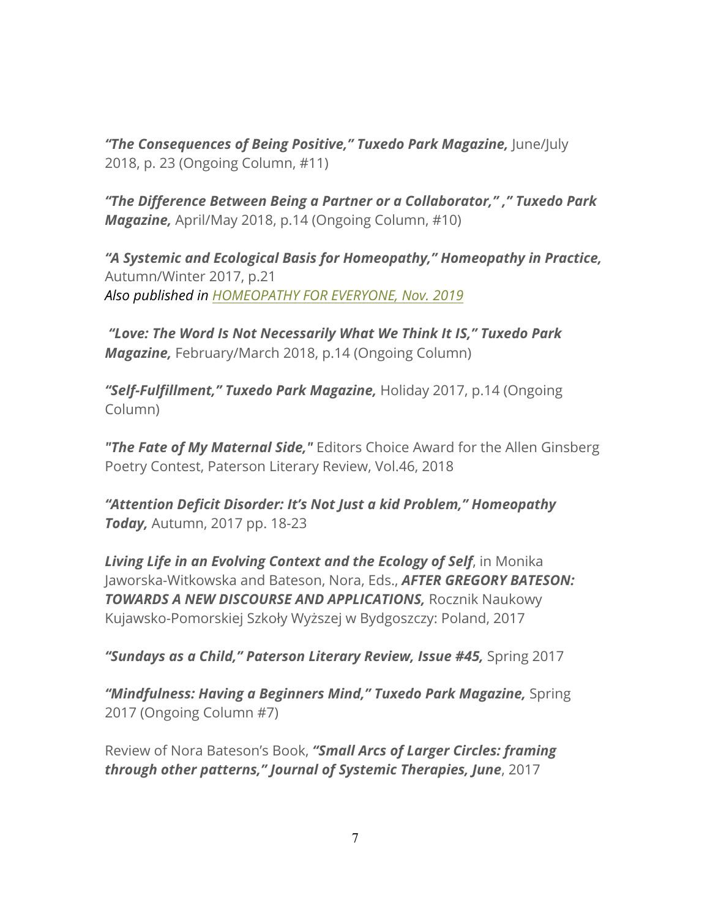***"The Consequences of Being Positive," Tuxedo Park Magazine,*** June/July 2018, p. 23 (Ongoing Column, #11)

***"The Difference Between Being a Partner or a Collaborator," ," Tuxedo Park Magazine,*** April/May 2018, p.14 (Ongoing Column, #10)

***"A Systemic and Ecological Basis for Homeopathy," Homeopathy in Practice,*** Autumn/Winter 2017, p.21
*Also published in HOMEOPATHY FOR EVERYONE, Nov. 2019*

***"Love: The Word Is Not Necessarily What We Think It IS," Tuxedo Park Magazine,*** February/March 2018, p.14 (Ongoing Column)

***"Self-Fulfillment," Tuxedo Park Magazine,*** Holiday 2017, p.14 (Ongoing Column)

***"The Fate of My Maternal Side,"*** Editors Choice Award for the Allen Ginsberg Poetry Contest, Paterson Literary Review, Vol.46, 2018

***"Attention Deficit Disorder: It's Not Just a kid Problem," Homeopathy Today,*** Autumn, 2017 pp. 18-23

***Living Life in an Evolving Context and the Ecology of Self***, in Monika Jaworska-Witkowska and Bateson, Nora, Eds., ***AFTER GREGORY BATESON: TOWARDS A NEW DISCOURSE AND APPLICATIONS,*** Rocznik Naukowy Kujawsko-Pomorskiej Szkoły Wyższej w Bydgoszczy: Poland, 2017

***"Sundays as a Child," Paterson Literary Review, Issue #45,*** Spring 2017

***"Mindfulness: Having a Beginners Mind," Tuxedo Park Magazine,*** Spring 2017 (Ongoing Column #7)

Review of Nora Bateson's Book, ***"Small Arcs of Larger Circles: framing through other patterns," Journal of Systemic Therapies, June***, 2017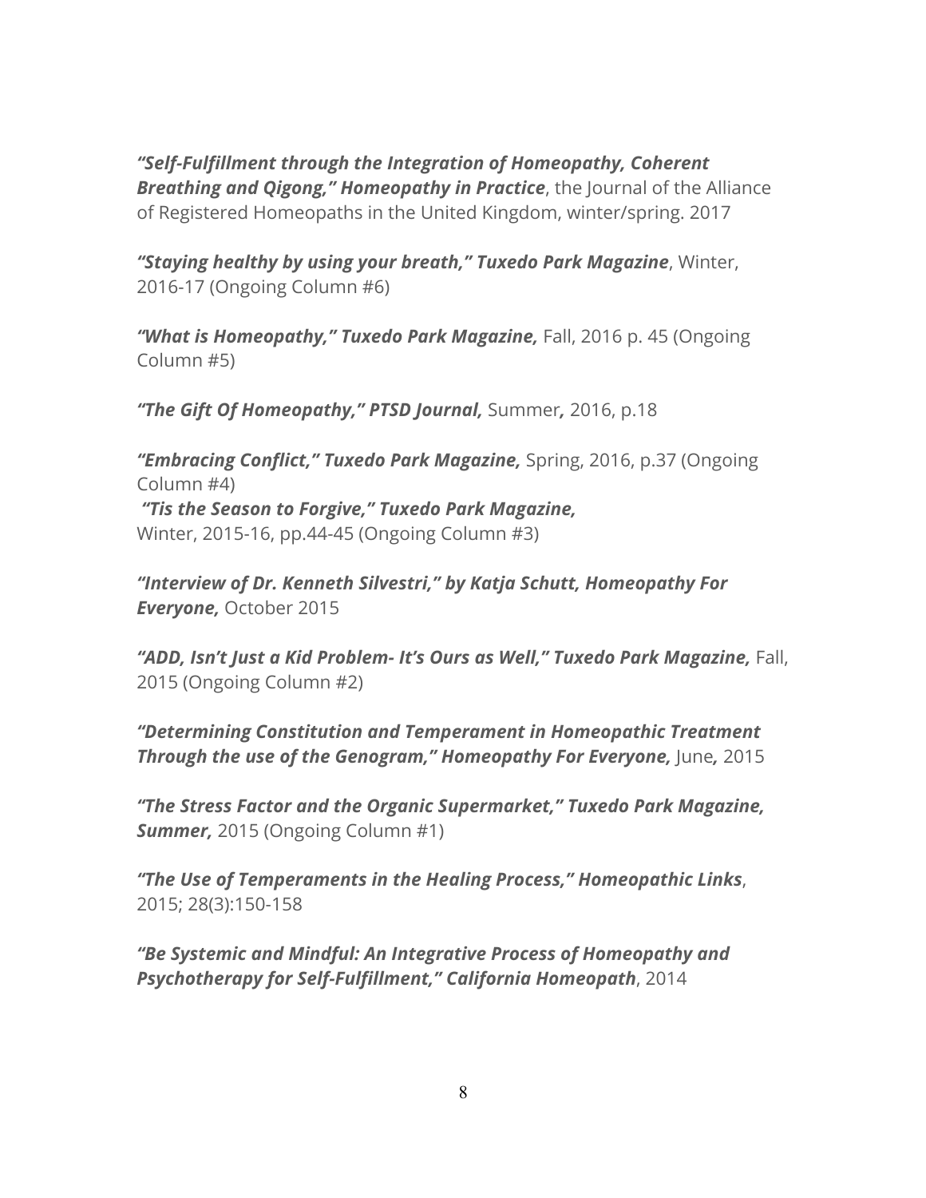***"Self-Fulfillment through the Integration of Homeopathy, Coherent Breathing and Qigong," Homeopathy in Practice***, the Journal of the Alliance of Registered Homeopaths in the United Kingdom, winter/spring. 2017

***"Staying healthy by using your breath," Tuxedo Park Magazine***, Winter, 2016-17 (Ongoing Column #6)

***"What is Homeopathy," Tuxedo Park Magazine,*** Fall, 2016 p. 45 (Ongoing Column #5)

***"The Gift Of Homeopathy," PTSD Journal,*** Summer***,*** 2016, p.18

***"Embracing Conflict," Tuxedo Park Magazine,*** Spring, 2016, p.37 (Ongoing Column #4)
***"Tis the Season to Forgive," Tuxedo Park Magazine,***
Winter, 2015-16, pp.44-45 (Ongoing Column #3)

***"Interview of Dr. Kenneth Silvestri," by Katja Schutt, Homeopathy For Everyone,*** October 2015

***"ADD, Isn't Just a Kid Problem- It's Ours as Well," Tuxedo Park Magazine,*** Fall, 2015 (Ongoing Column #2)

***"Determining Constitution and Temperament in Homeopathic Treatment Through the use of the Genogram," Homeopathy For Everyone,*** June***,*** 2015

***"The Stress Factor and the Organic Supermarket," Tuxedo Park Magazine, Summer,*** 2015 (Ongoing Column #1)

***"The Use of Temperaments in the Healing Process," Homeopathic Links***, 2015; 28(3):150-158

***"Be Systemic and Mindful: An Integrative Process of Homeopathy and Psychotherapy for Self-Fulfillment," California Homeopath***, 2014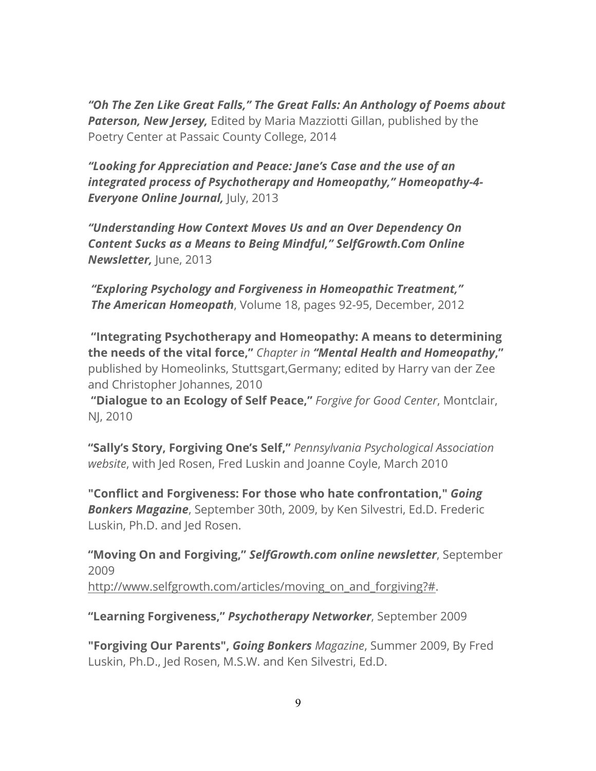***"Oh The Zen Like Great Falls," The Great Falls: An Anthology of Poems about Paterson, New Jersey,*** Edited by Maria Mazziotti Gillan, published by the Poetry Center at Passaic County College, 2014

***"Looking for Appreciation and Peace: Jane's Case and the use of an integrated process of Psychotherapy and Homeopathy," Homeopathy-4-Everyone Online Journal,*** July, 2013

***"Understanding How Context Moves Us and an Over Dependency On Content Sucks as a Means to Being Mindful," SelfGrowth.Com Online Newsletter,*** June, 2013

***"Exploring Psychology and Forgiveness in Homeopathic Treatment," The American Homeopath***, Volume 18, pages 92-95, December, 2012

**"Integrating Psychotherapy and Homeopathy: A means to determining the needs of the vital force,"** *Chapter in* ***"Mental Health and Homeopathy*,"** published by Homeolinks, Stuttgart,Germany; edited by Harry van der Zee and Christopher Johannes, 2010

**"Dialogue to an Ecology of Self Peace,"** *Forgive for Good Center*, Montclair, NJ, 2010

**"Sally's Story, Forgiving One's Self,"** *Pennsylvania Psychological Association website*, with Jed Rosen, Fred Luskin and Joanne Coyle, March 2010

**"Conflict and Forgiveness: For those who hate confrontation,"** ***Going Bonkers Magazine***, September 30th, 2009, by Ken Silvestri, Ed.D. Frederic Luskin, Ph.D. and Jed Rosen.

**"Moving On and Forgiving,"** ***SelfGrowth.com online newsletter***, September 2009
http://www.selfgrowth.com/articles/moving_on_and_forgiving?#.

**"Learning Forgiveness,"** ***Psychotherapy Networker***, September 2009

**"Forgiving Our Parents",** ***Going Bonkers*** *Magazine*, Summer 2009, By Fred Luskin, Ph.D., Jed Rosen, M.S.W. and Ken Silvestri, Ed.D.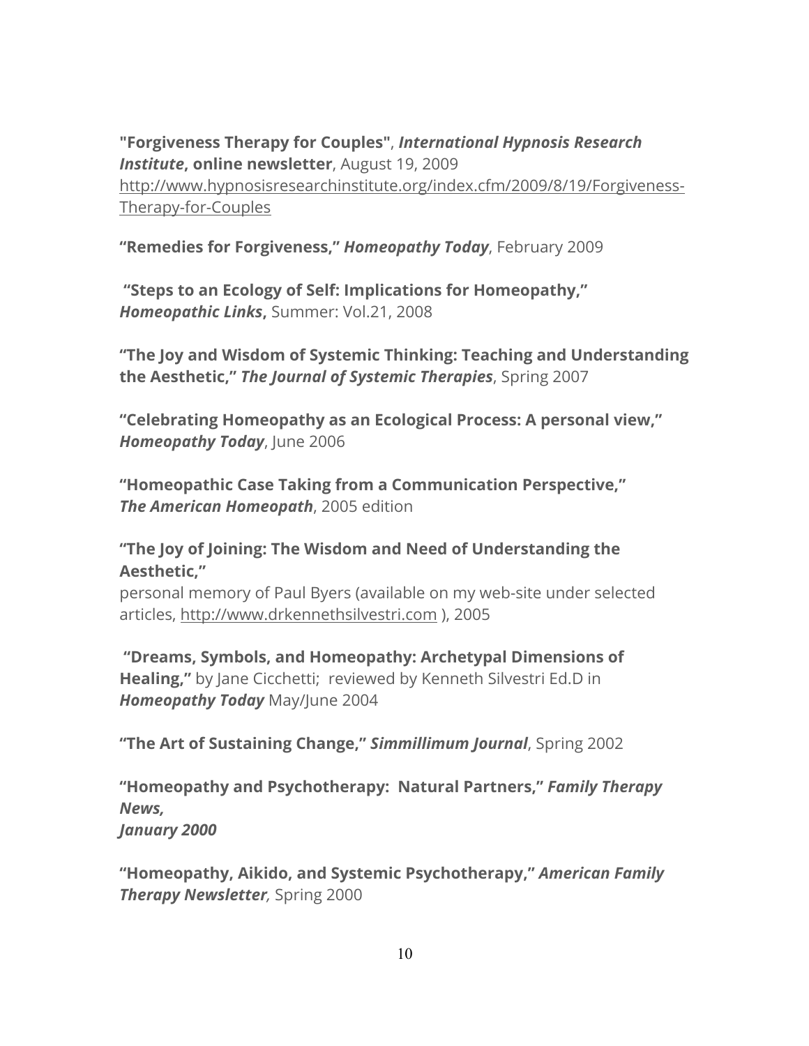**"Forgiveness Therapy for Couples"**, ***International Hypnosis Research Institute*****, online newsletter**, August 19, 2009
http://www.hypnosisresearchinstitute.org/index.cfm/2009/8/19/Forgiveness-Therapy-for-Couples

**"Remedies for Forgiveness,"** ***Homeopathy Today***, February 2009

**"Steps to an Ecology of Self: Implications for Homeopathy,"**
***Homeopathic Links*****,** Summer: Vol.21, 2008

**"The Joy and Wisdom of Systemic Thinking: Teaching and Understanding the Aesthetic,"** ***The Journal of Systemic Therapies***, Spring 2007

**"Celebrating Homeopathy as an Ecological Process: A personal view,"**
***Homeopathy Today***, June 2006

**"Homeopathic Case Taking from a Communication Perspective,"**
***The American Homeopath***, 2005 edition

**"The Joy of Joining: The Wisdom and Need of Understanding the Aesthetic,"**
personal memory of Paul Byers (available on my web-site under selected articles, http://www.drkennethsilvestri.com ), 2005

**"Dreams, Symbols, and Homeopathy: Archetypal Dimensions of Healing,"** by Jane Cicchetti; reviewed by Kenneth Silvestri Ed.D in ***Homeopathy Today*** May/June 2004

**"The Art of Sustaining Change,"** ***Simmillimum Journal***, Spring 2002

**"Homeopathy and Psychotherapy: Natural Partners,"** ***Family Therapy News,***
***January 2000***

**"Homeopathy, Aikido, and Systemic Psychotherapy,"** ***American Family Therapy Newsletter,*** Spring 2000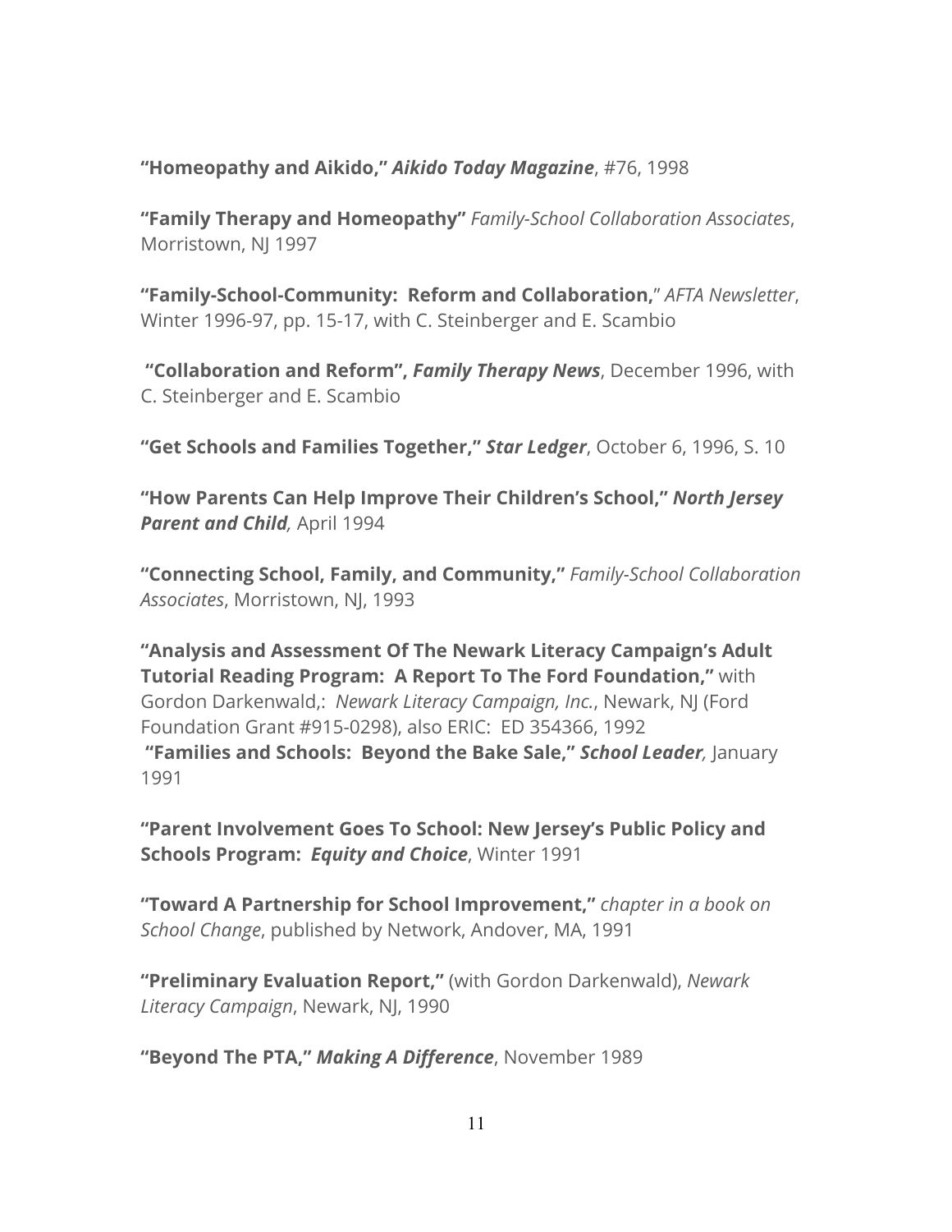**"Homeopathy and Aikido,"** ***Aikido Today Magazine***, #76, 1998

**"Family Therapy and Homeopathy"** *Family-School Collaboration Associates*, Morristown, NJ 1997

**"Family-School-Community: Reform and Collaboration,"** *AFTA Newsletter*, Winter 1996-97, pp. 15-17, with C. Steinberger and E. Scambio

**"Collaboration and Reform",** ***Family Therapy News***, December 1996, with C. Steinberger and E. Scambio

**"Get Schools and Families Together,"** ***Star Ledger***, October 6, 1996, S. 10

**"How Parents Can Help Improve Their Children's School,"** ***North Jersey Parent and Child,*** April 1994

**"Connecting School, Family, and Community,"** *Family-School Collaboration Associates*, Morristown, NJ, 1993

**"Analysis and Assessment Of The Newark Literacy Campaign's Adult Tutorial Reading Program: A Report To The Ford Foundation,"** with Gordon Darkenwald,: *Newark Literacy Campaign, Inc.*, Newark, NJ (Ford Foundation Grant #915-0298), also ERIC: ED 354366, 1992
**"Families and Schools: Beyond the Bake Sale,"** ***School Leader,*** January 1991

**"Parent Involvement Goes To School: New Jersey's Public Policy and Schools Program:** ***Equity and Choice***, Winter 1991

**"Toward A Partnership for School Improvement,"** *chapter in a book on School Change*, published by Network, Andover, MA, 1991

**"Preliminary Evaluation Report,"** (with Gordon Darkenwald), *Newark Literacy Campaign*, Newark, NJ, 1990

**"Beyond The PTA,"** ***Making A Difference***, November 1989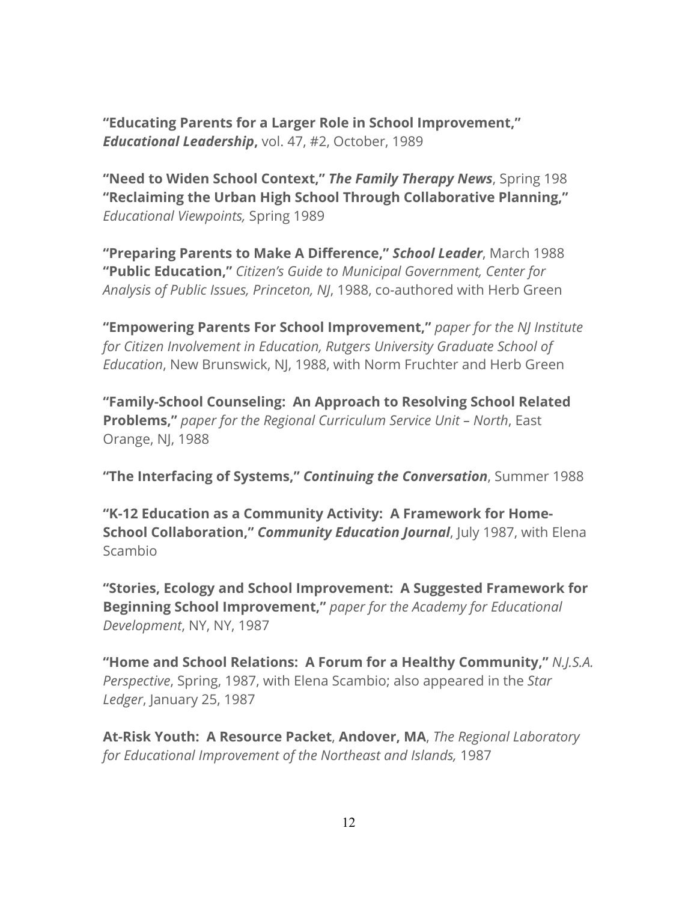**"Educating Parents for a Larger Role in School Improvement,"** ***Educational Leadership*****,** vol. 47, #2, October, 1989

**"Need to Widen School Context,"** ***The Family Therapy News***, Spring 198
**"Reclaiming the Urban High School Through Collaborative Planning,"** *Educational Viewpoints,* Spring 1989

**"Preparing Parents to Make A Difference,"** ***School Leader***, March 1988
**"Public Education,"** *Citizen's Guide to Municipal Government, Center for Analysis of Public Issues, Princeton, NJ*, 1988, co-authored with Herb Green

**"Empowering Parents For School Improvement,"** *paper for the NJ Institute for Citizen Involvement in Education, Rutgers University Graduate School of Education*, New Brunswick, NJ, 1988, with Norm Fruchter and Herb Green

**"Family-School Counseling: An Approach to Resolving School Related Problems,"** *paper for the Regional Curriculum Service Unit – North*, East Orange, NJ, 1988

**"The Interfacing of Systems,"** ***Continuing the Conversation***, Summer 1988

**"K-12 Education as a Community Activity: A Framework for Home-School Collaboration,"** ***Community Education Journal***, July 1987, with Elena Scambio

**"Stories, Ecology and School Improvement: A Suggested Framework for Beginning School Improvement,"** *paper for the Academy for Educational Development*, NY, NY, 1987

**"Home and School Relations: A Forum for a Healthy Community,"** *N.J.S.A. Perspective*, Spring, 1987, with Elena Scambio; also appeared in the *Star Ledger*, January 25, 1987

**At-Risk Youth: A Resource Packet**, **Andover, MA**, *The Regional Laboratory for Educational Improvement of the Northeast and Islands,* 1987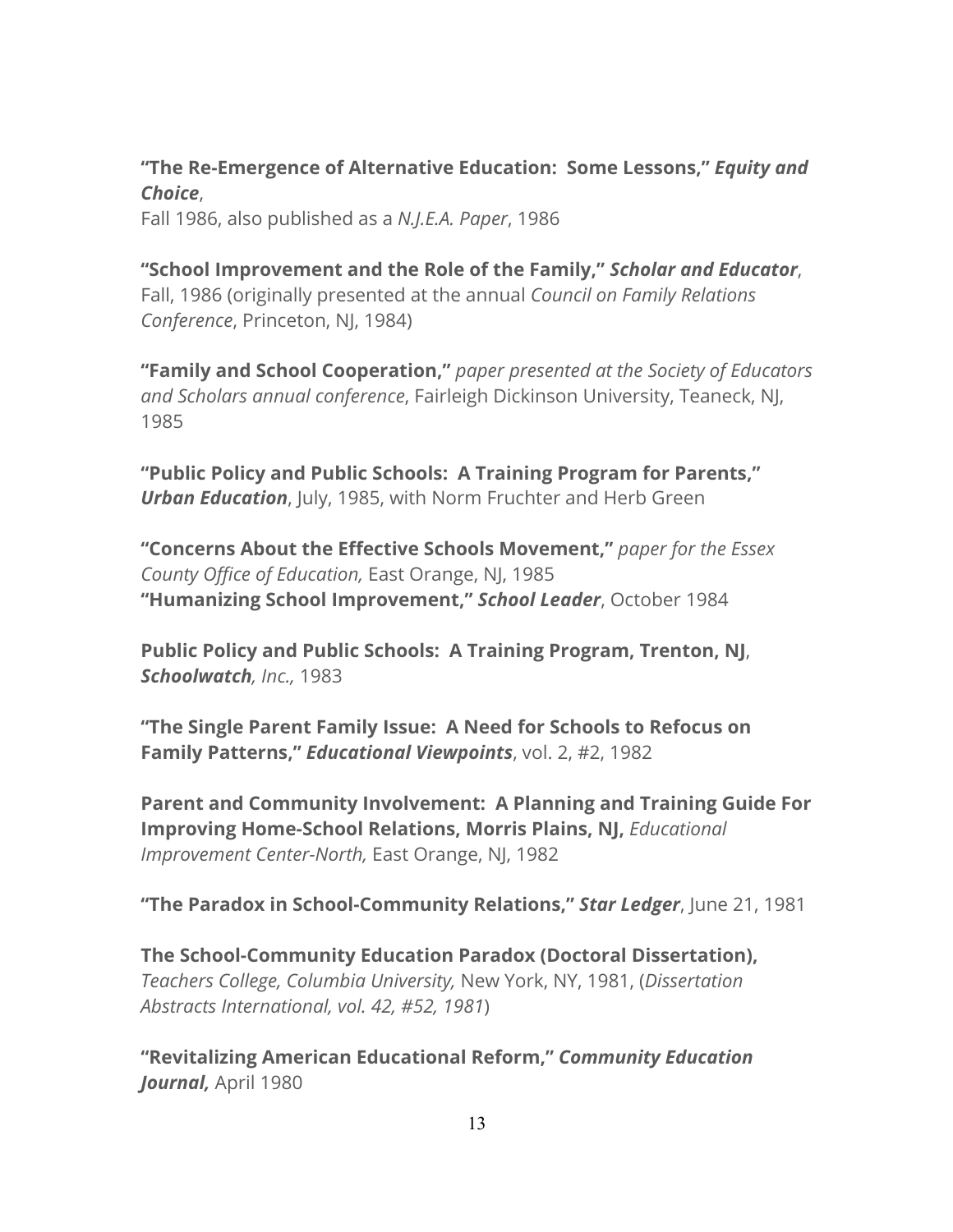**"The Re-Emergence of Alternative Education: Some Lessons,"** ***Equity and Choice***,
Fall 1986, also published as a *N.J.E.A. Paper*, 1986

**"School Improvement and the Role of the Family,"** ***Scholar and Educator***, Fall, 1986 (originally presented at the annual *Council on Family Relations Conference*, Princeton, NJ, 1984)

**"Family and School Cooperation,"** *paper presented at the Society of Educators and Scholars annual conference*, Fairleigh Dickinson University, Teaneck, NJ, 1985

**"Public Policy and Public Schools: A Training Program for Parents,"** ***Urban Education***, July, 1985, with Norm Fruchter and Herb Green

**"Concerns About the Effective Schools Movement,"** *paper for the Essex County Office of Education,* East Orange, NJ, 1985
**"Humanizing School Improvement,"** ***School Leader***, October 1984

**Public Policy and Public Schools: A Training Program, Trenton, NJ**, ***Schoolwatch****, Inc.,* 1983

**"The Single Parent Family Issue: A Need for Schools to Refocus on Family Patterns,"** ***Educational Viewpoints***, vol. 2, #2, 1982

**Parent and Community Involvement: A Planning and Training Guide For Improving Home-School Relations, Morris Plains, NJ,** *Educational Improvement Center-North,* East Orange, NJ, 1982

**"The Paradox in School-Community Relations,"** ***Star Ledger***, June 21, 1981

**The School-Community Education Paradox (Doctoral Dissertation),** *Teachers College, Columbia University,* New York, NY, 1981, (*Dissertation Abstracts International, vol. 42, #52, 1981*)

**"Revitalizing American Educational Reform,"** ***Community Education Journal,*** April 1980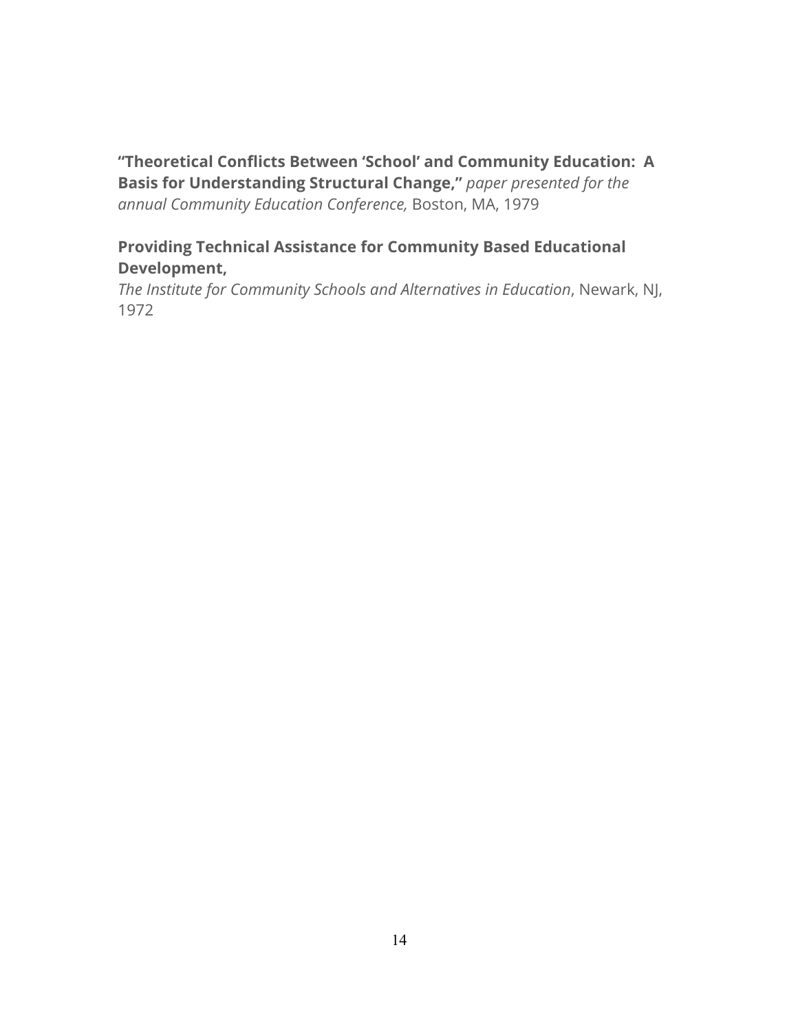**"Theoretical Conflicts Between 'School' and Community Education: A Basis for Understanding Structural Change,"** *paper presented for the annual Community Education Conference,* Boston, MA, 1979

**Providing Technical Assistance for Community Based Educational Development,**
*The Institute for Community Schools and Alternatives in Education*, Newark, NJ, 1972